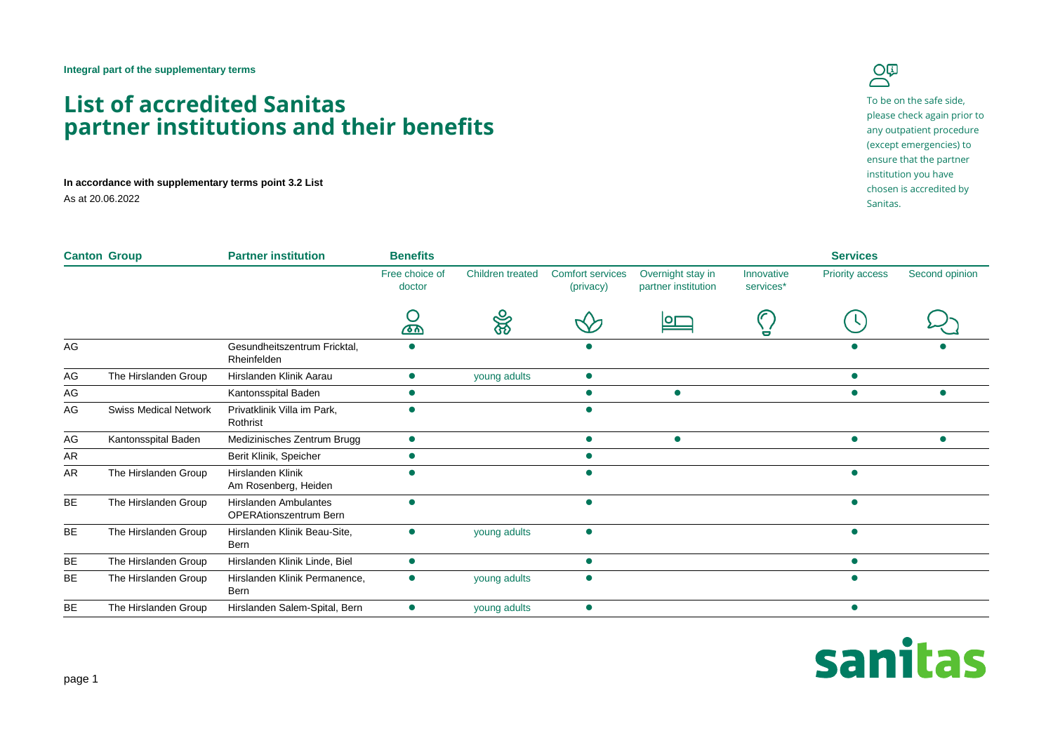**Integral part of the supplementary terms**

# List of accredited Sanitas partner institutions and their benefits

**In accordance with supplementary terms point 3.2 List**

As at 20.06.2022

To be on the safe side, please check again prior to any outpatient procedure (except emergencies) to ensure that the partner institution you have chosen is accredited by Sanitas.

| Canton | Group | Partner institution | Benefits | | | | | Services | |
|---|---|---|---|---|---|---|---|---|---|
| | | | Free choice of doctor | Children treated | Comfort services (privacy) | Overnight stay in partner institution | Innovative services* | Priority access | Second opinion |
| AG | | Gesundheitszentrum Fricktal, Rheinfelden | ● | | ● | | | ● | ● |
| AG | The Hirslanden Group | Hirslanden Klinik Aarau | ● | young adults | ● | | | ● | |
| AG | | Kantonsspital Baden | ● | | ● | ● | | ● | ● |
| AG | Swiss Medical Network | Privatklinik Villa im Park, Rothrist | ● | | ● | | | | |
| AG | Kantonsspital Baden | Medizinisches Zentrum Brugg | ● | | ● | ● | | ● | ● |
| AR | | Berit Klinik, Speicher | ● | | ● | | | | |
| AR | The Hirslanden Group | Hirslanden Klinik Am Rosenberg, Heiden | ● | | ● | | | ● | |
| BE | The Hirslanden Group | Hirslanden Ambulantes OPERAtionszentrum Bern | ● | | ● | | | ● | |
| BE | The Hirslanden Group | Hirslanden Klinik Beau-Site, Bern | ● | young adults | ● | | | ● | |
| BE | The Hirslanden Group | Hirslanden Klinik Linde, Biel | ● | | ● | | | ● | |
| BE | The Hirslanden Group | Hirslanden Klinik Permanence, Bern | ● | young adults | ● | | | ● | |
| BE | The Hirslanden Group | Hirslanden Salem-Spital, Bern | ● | young adults | ● | | | ● | |

sanitas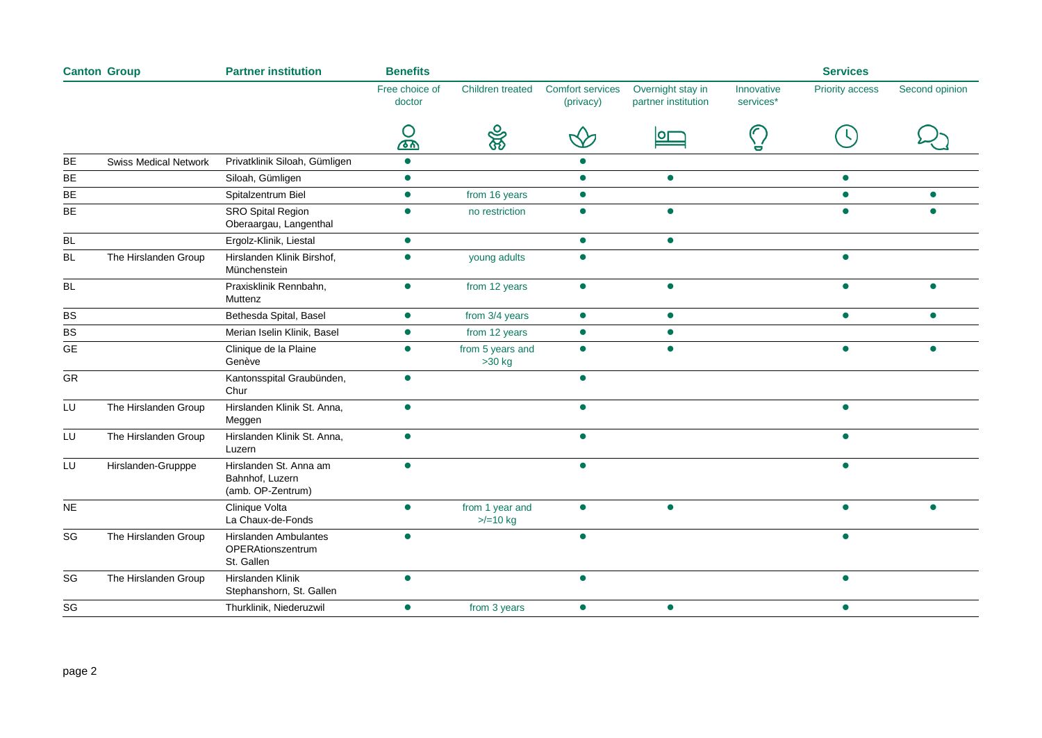| Canton | Group | Partner institution | Benefits | | | | | Services | |
|---|---|---|---|---|---|---|---|---|---|
| | | | Free choice of doctor | Children treated | Comfort services (privacy) | Overnight stay in partner institution | Innovative services* | Priority access | Second opinion |
| BE | Swiss Medical Network | Privatklinik Siloah, Gümligen | ● | | ● | | | | |
| BE | | Siloah, Gümligen | ● | | ● | ● | | ● | |
| BE | | Spitalzentrum Biel | ● | from 16 years | ● | | | ● | ● |
| BE | | SRO Spital Region Oberaargau, Langenthal | ● | no restriction | ● | ● | | ● | ● |
| BL | | Ergolz-Klinik, Liestal | ● | | ● | ● | | | |
| BL | The Hirslanden Group | Hirslanden Klinik Birshof, Münchenstein | ● | young adults | ● | | | ● | |
| BL | | Praxisklinik Rennbahn, Muttenz | ● | from 12 years | ● | ● | | ● | ● |
| BS | | Bethesda Spital, Basel | ● | from 3/4 years | ● | ● | | ● | ● |
| BS | | Merian Iselin Klinik, Basel | ● | from 12 years | ● | ● | | | |
| GE | | Clinique de la Plaine Genève | ● | from 5 years and >30 kg | ● | ● | | ● | ● |
| GR | | Kantonsspital Graubünden, Chur | ● | | ● | | | | |
| LU | The Hirslanden Group | Hirslanden Klinik St. Anna, Meggen | ● | | ● | | | ● | |
| LU | The Hirslanden Group | Hirslanden Klinik St. Anna, Luzern | ● | | ● | | | ● | |
| LU | Hirslanden-Grupppe | Hirslanden St. Anna am Bahnhof, Luzern (amb. OP-Zentrum) | ● | | ● | | | ● | |
| NE | | Clinique Volta La Chaux-de-Fonds | ● | from 1 year and >/=10 kg | ● | ● | | ● | ● |
| SG | The Hirslanden Group | Hirslanden Ambulantes OPERAtionszentrum St. Gallen | ● | | ● | | | ● | |
| SG | The Hirslanden Group | Hirslanden Klinik Stephanshorn, St. Gallen | ● | | ● | | | ● | |
| SG | | Thurklinik, Niederuzwil | ● | from 3 years | ● | ● | | ● | |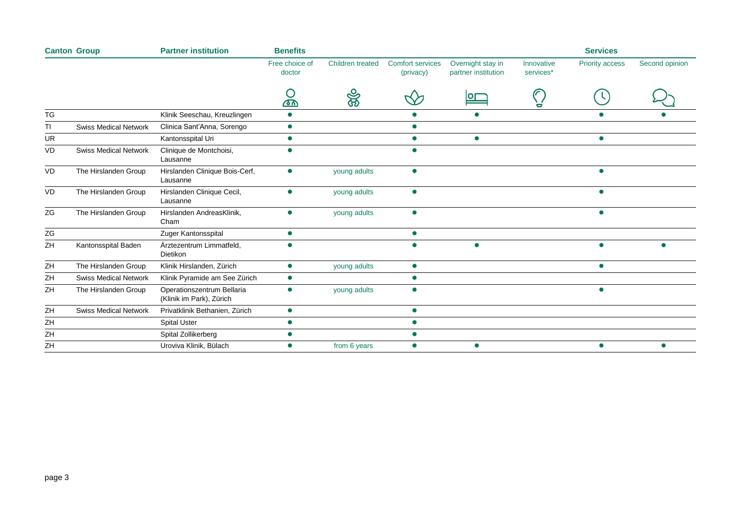| Canton | Group | Partner institution | Benefits | | | | | Services | |
|---|---|---|---|---|---|---|---|---|---|
| | | | Free choice of doctor | Children treated | Comfort services (privacy) | Overnight stay in partner institution | Innovative services* | Priority access | Second opinion |
| TG | | Klinik Seeschau, Kreuzlingen | ● | | ● | ● | | ● | ● |
| TI | Swiss Medical Network | Clinica Sant'Anna, Sorengo | ● | | ● | | | | |
| UR | | Kantonsspital Uri | ● | | ● | ● | | ● | |
| VD | Swiss Medical Network | Clinique de Montchoisi, Lausanne | ● | | ● | | | | |
| VD | The Hirslanden Group | Hirslanden Clinique Bois-Cerf, Lausanne | ● | young adults | ● | | | ● | |
| VD | The Hirslanden Group | Hirslanden Clinique Cecil, Lausanne | ● | young adults | ● | | | ● | |
| ZG | The Hirslanden Group | Hirslanden AndreasKlinik, Cham | ● | young adults | ● | | | ● | |
| ZG | | Zuger Kantonsspital | ● | | ● | | | | |
| ZH | Kantonsspital Baden | Ärztezentrum Limmatfeld, Dietikon | ● | | ● | ● | | ● | ● |
| ZH | The Hirslanden Group | Klinik Hirslanden, Zürich | ● | young adults | ● | | | ● | |
| ZH | Swiss Medical Network | Klinik Pyramide am See Zürich | ● | | ● | | | | |
| ZH | The Hirslanden Group | Operationszentrum Bellaria (Klinik im Park), Zürich | ● | young adults | ● | | | ● | |
| ZH | Swiss Medical Network | Privatklinik Bethanien, Zürich | ● | | ● | | | | |
| ZH | | Spital Uster | ● | | ● | | | | |
| ZH | | Spital Zollikerberg | ● | | ● | | | | |
| ZH | | Uroviva Klinik, Bülach | ● | from 6 years | ● | ● | | ● | ● |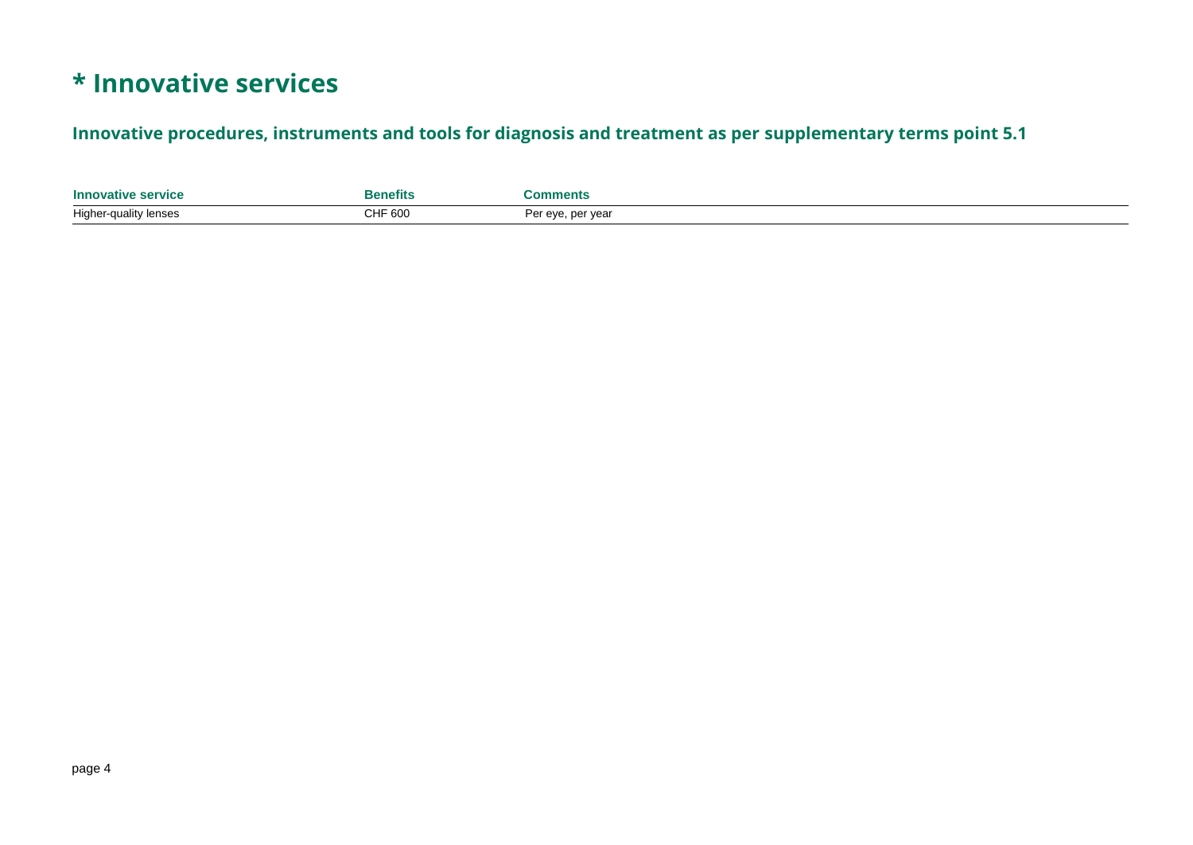# * Innovative services

## Innovative procedures, instruments and tools for diagnosis and treatment as per supplementary terms point 5.1

| Innovative service | Benefits | Comments |
|---|---|---|
| Higher-quality lenses | CHF 600 | Per eye, per year |